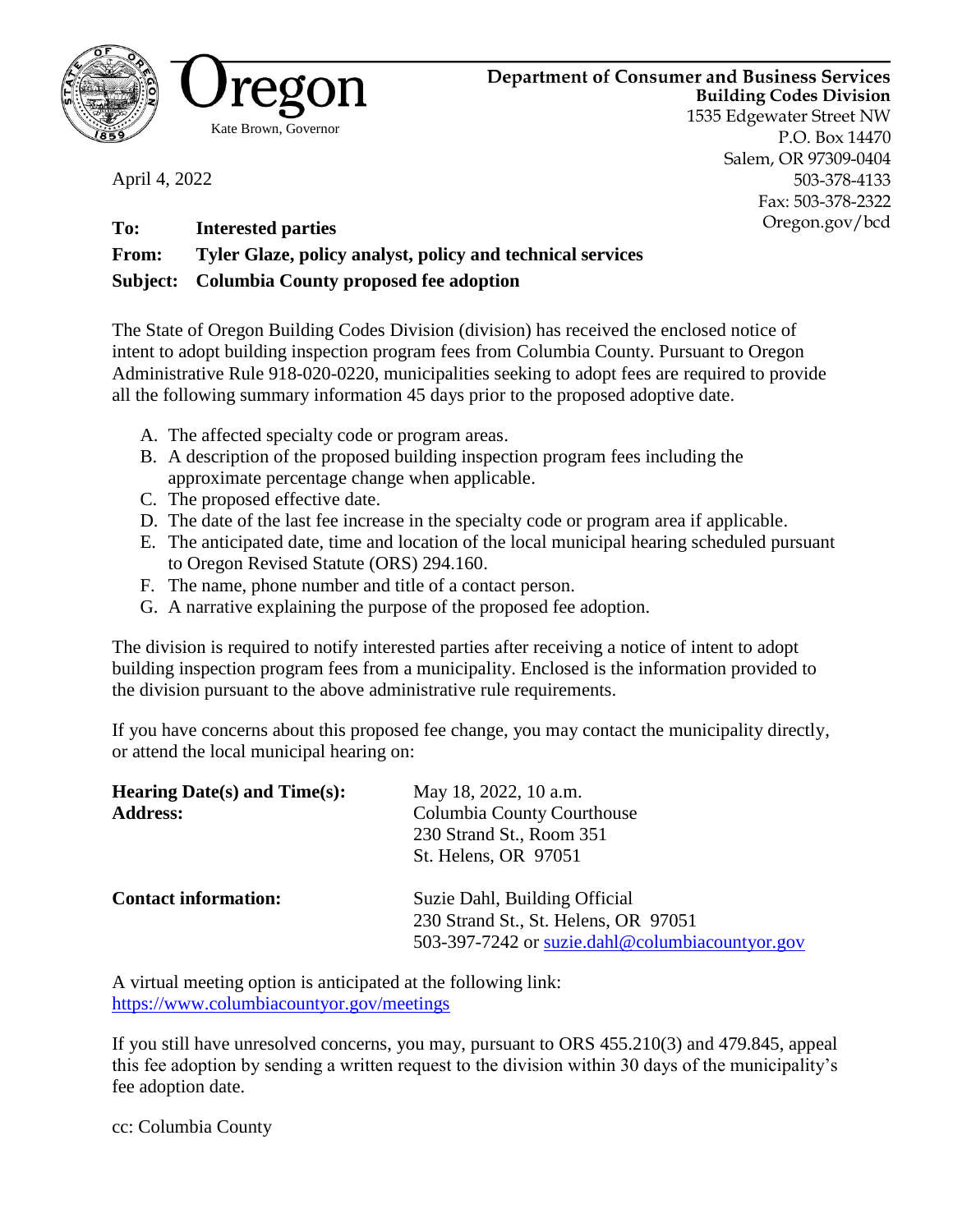Oregon

Kate Brown, Governor

**Department of Consumer and Business Services**
**Building Codes Division**
1535 Edgewater Street NW
P.O. Box 14470
Salem, OR 97309-0404
503-378-4133
Fax: 503-378-2322
Oregon.gov/bcd

April 4, 2022

**To:** **Interested parties**

**From:** **Tyler Glaze, policy analyst, policy and technical services**

**Subject:** **Columbia County proposed fee adoption**

The State of Oregon Building Codes Division (division) has received the enclosed notice of intent to adopt building inspection program fees from Columbia County. Pursuant to Oregon Administrative Rule 918-020-0220, municipalities seeking to adopt fees are required to provide all the following summary information 45 days prior to the proposed adoptive date.

A. The affected specialty code or program areas.
B. A description of the proposed building inspection program fees including the approximate percentage change when applicable.
C. The proposed effective date.
D. The date of the last fee increase in the specialty code or program area if applicable.
E. The anticipated date, time and location of the local municipal hearing scheduled pursuant to Oregon Revised Statute (ORS) 294.160.
F. The name, phone number and title of a contact person.
G. A narrative explaining the purpose of the proposed fee adoption.

The division is required to notify interested parties after receiving a notice of intent to adopt building inspection program fees from a municipality. Enclosed is the information provided to the division pursuant to the above administrative rule requirements.

If you have concerns about this proposed fee change, you may contact the municipality directly, or attend the local municipal hearing on:

**Hearing Date(s) and Time(s):** May 18, 2022, 10 a.m.
**Address:** Columbia County Courthouse
230 Strand St., Room 351
St. Helens, OR 97051

**Contact information:** Suzie Dahl, Building Official
230 Strand St., St. Helens, OR 97051
503-397-7242 or suzie.dahl@columbiacountyor.gov

A virtual meeting option is anticipated at the following link:
https://www.columbiacountyor.gov/meetings

If you still have unresolved concerns, you may, pursuant to ORS 455.210(3) and 479.845, appeal this fee adoption by sending a written request to the division within 30 days of the municipality's fee adoption date.

cc: Columbia County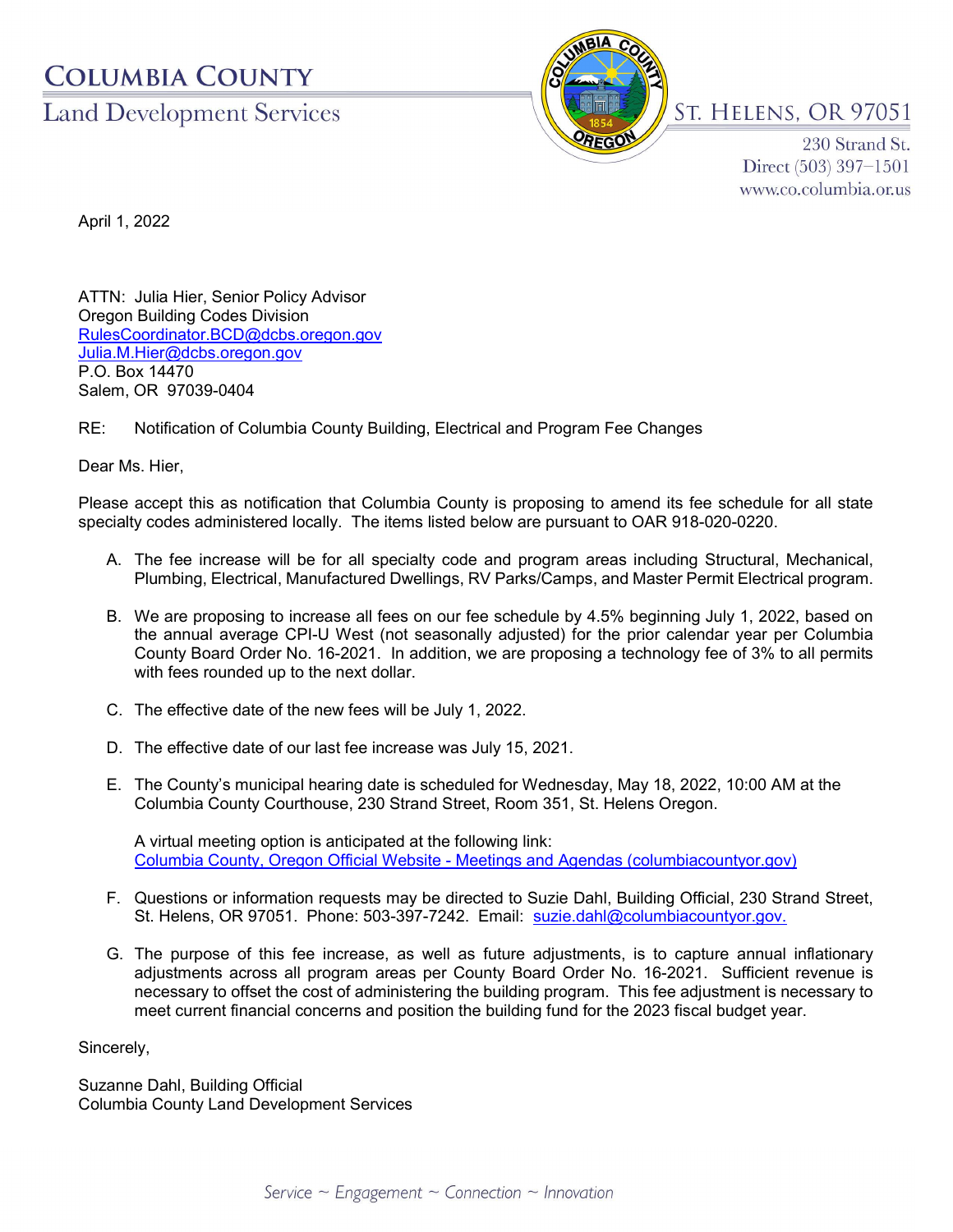# Columbia County
## Land Development Services

St. Helens, OR 97051
230 Strand St.
Direct (503) 397–1501
www.co.columbia.or.us

April 1, 2022

ATTN: Julia Hier, Senior Policy Advisor
Oregon Building Codes Division
RulesCoordinator.BCD@dcbs.oregon.gov
Julia.M.Hier@dcbs.oregon.gov
P.O. Box 14470
Salem, OR 97039-0404

RE: Notification of Columbia County Building, Electrical and Program Fee Changes

Dear Ms. Hier,

Please accept this as notification that Columbia County is proposing to amend its fee schedule for all state specialty codes administered locally. The items listed below are pursuant to OAR 918-020-0220.

A. The fee increase will be for all specialty code and program areas including Structural, Mechanical, Plumbing, Electrical, Manufactured Dwellings, RV Parks/Camps, and Master Permit Electrical program.

B. We are proposing to increase all fees on our fee schedule by 4.5% beginning July 1, 2022, based on the annual average CPI-U West (not seasonally adjusted) for the prior calendar year per Columbia County Board Order No. 16-2021. In addition, we are proposing a technology fee of 3% to all permits with fees rounded up to the next dollar.

C. The effective date of the new fees will be July 1, 2022.

D. The effective date of our last fee increase was July 15, 2021.

E. The County's municipal hearing date is scheduled for Wednesday, May 18, 2022, 10:00 AM at the Columbia County Courthouse, 230 Strand Street, Room 351, St. Helens Oregon.

   A virtual meeting option is anticipated at the following link:
   Columbia County, Oregon Official Website - Meetings and Agendas (columbiacountyor.gov)

F. Questions or information requests may be directed to Suzie Dahl, Building Official, 230 Strand Street, St. Helens, OR 97051. Phone: 503-397-7242. Email: suzie.dahl@columbiacountyor.gov.

G. The purpose of this fee increase, as well as future adjustments, is to capture annual inflationary adjustments across all program areas per County Board Order No. 16-2021. Sufficient revenue is necessary to offset the cost of administering the building program. This fee adjustment is necessary to meet current financial concerns and position the building fund for the 2023 fiscal budget year.

Sincerely,

Suzanne Dahl, Building Official
Columbia County Land Development Services

*Service ~ Engagement ~ Connection ~ Innovation*